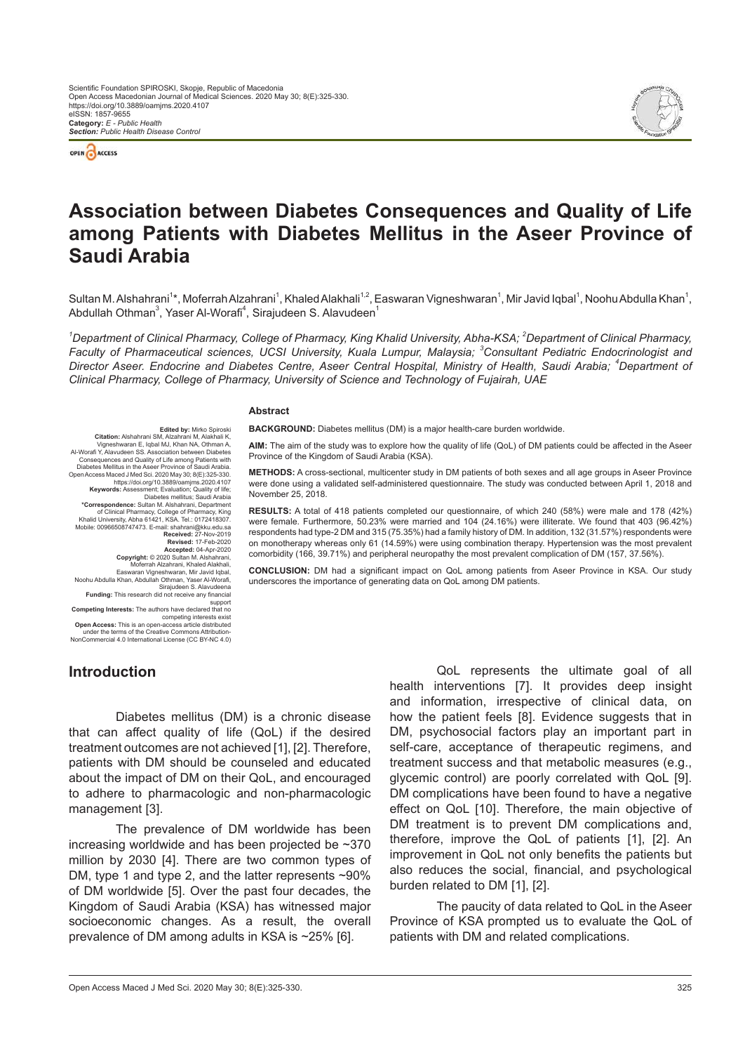# Association between Diabetes Consequences and Quality of Life among Patients with Diabetes Mellitus in the Aseer Province of Saudi Arabia

Sultan M. Alshahrani[1]*, Moferrah Alzahrani[1], Khaled Alakhali[1,2], Easwaran Vigneshwaran[1], Mir Javid Iqbal[1], Noohu Abdulla Khan[1], Abdullah Othman[3], Yaser Al-Worafi[4], Sirajudeen S. Alavudeen[1]

*[1]Department of Clinical Pharmacy, College of Pharmacy, King Khalid University, Abha-KSA; [2]Department of Clinical Pharmacy, Faculty of Pharmaceutical sciences, UCSI University, Kuala Lumpur, Malaysia; [3]Consultant Pediatric Endocrinologist and Director Aseer. Endocrine and Diabetes Centre, Aseer Central Hospital, Ministry of Health, Saudi Arabia; [4]Department of Clinical Pharmacy, College of Pharmacy, University of Science and Technology of Fujairah, UAE*

**Edited by:** Mirko Spiroski
**Citation:** Alshahrani SM, Alzahrani M, Alakhali K, Vigneshwaran E, Iqbal MJ, Khan NA, Othman A, Al-Worafi Y, Alavudeen SS. Association between Diabetes Consequences and Quality of Life among Patients with Diabetes Mellitus in the Aseer Province of Saudi Arabia. Open Access Maced J Med Sci. 2020 May 30; 8(E):325-330. https://doi.org/10.3889/oamjms.2020.4107
**Keywords:** Assessment; Evaluation; Quality of life; Diabetes mellitus; Saudi Arabia
***Correspondence:** Sultan M. Alshahrani, Department of Clinical Pharmacy, College of Pharmacy, King Khalid University, Abha 61421, KSA. Tel.: 0172418307. Mobile: 00966508747473. E-mail: shahrani@kku.edu.sa
**Received:** 27-Nov-2019
**Revised:** 17-Feb-2020
**Accepted:** 04-Apr-2020
**Copyright:** © 2020 Sultan M. Alshahrani, Moferrah Alzahrani, Khaled Alakhali, Easwaran Vigneshwaran, Mir Javid Iqbal, Noohu Abdulla Khan, Abdullah Othman, Yaser Al-Worafi, Sirajudeen S. Alavudeena
**Funding:** This research did not receive any financial support
**Competing Interests:** The authors have declared that no competing interests exist
**Open Access:** This is an open-access article distributed under the terms of the Creative Commons Attribution-NonCommercial 4.0 International License (CC BY-NC 4.0)

## Abstract

**BACKGROUND:** Diabetes mellitus (DM) is a major health-care burden worldwide.

**AIM:** The aim of the study was to explore how the quality of life (QoL) of DM patients could be affected in the Aseer Province of the Kingdom of Saudi Arabia (KSA).

**METHODS:** A cross-sectional, multicenter study in DM patients of both sexes and all age groups in Aseer Province were done using a validated self-administered questionnaire. The study was conducted between April 1, 2018 and November 25, 2018.

**RESULTS:** A total of 418 patients completed our questionnaire, of which 240 (58%) were male and 178 (42%) were female. Furthermore, 50.23% were married and 104 (24.16%) were illiterate. We found that 403 (96.42%) respondents had type-2 DM and 315 (75.35%) had a family history of DM. In addition, 132 (31.57%) respondents were on monotherapy whereas only 61 (14.59%) were using combination therapy. Hypertension was the most prevalent comorbidity (166, 39.71%) and peripheral neuropathy the most prevalent complication of DM (157, 37.56%).

**CONCLUSION:** DM had a significant impact on QoL among patients from Aseer Province in KSA. Our study underscores the importance of generating data on QoL among DM patients.

## Introduction

Diabetes mellitus (DM) is a chronic disease that can affect quality of life (QoL) if the desired treatment outcomes are not achieved [1], [2]. Therefore, patients with DM should be counseled and educated about the impact of DM on their QoL, and encouraged to adhere to pharmacologic and non-pharmacologic management [3].

The prevalence of DM worldwide has been increasing worldwide and has been projected be ~370 million by 2030 [4]. There are two common types of DM, type 1 and type 2, and the latter represents ~90% of DM worldwide [5]. Over the past four decades, the Kingdom of Saudi Arabia (KSA) has witnessed major socioeconomic changes. As a result, the overall prevalence of DM among adults in KSA is ~25% [6].

QoL represents the ultimate goal of all health interventions [7]. It provides deep insight and information, irrespective of clinical data, on how the patient feels [8]. Evidence suggests that in DM, psychosocial factors play an important part in self-care, acceptance of therapeutic regimens, and treatment success and that metabolic measures (e.g., glycemic control) are poorly correlated with QoL [9]. DM complications have been found to have a negative effect on QoL [10]. Therefore, the main objective of DM treatment is to prevent DM complications and, therefore, improve the QoL of patients [1], [2]. An improvement in QoL not only benefits the patients but also reduces the social, financial, and psychological burden related to DM [1], [2].

The paucity of data related to QoL in the Aseer Province of KSA prompted us to evaluate the QoL of patients with DM and related complications.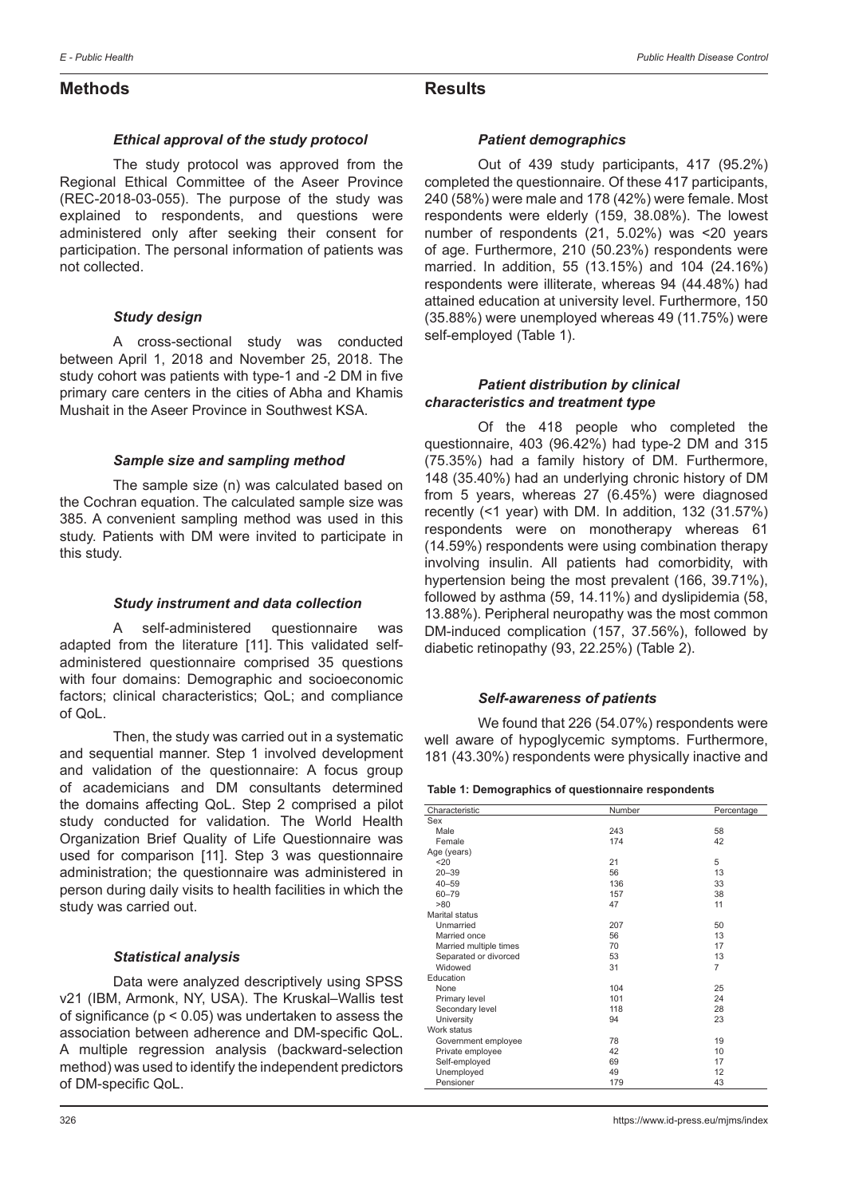## Methods

### *Ethical approval of the study protocol*

The study protocol was approved from the Regional Ethical Committee of the Aseer Province (REC-2018-03-055). The purpose of the study was explained to respondents, and questions were administered only after seeking their consent for participation. The personal information of patients was not collected.

### *Study design*

A cross-sectional study was conducted between April 1, 2018 and November 25, 2018. The study cohort was patients with type-1 and -2 DM in five primary care centers in the cities of Abha and Khamis Mushait in the Aseer Province in Southwest KSA.

### *Sample size and sampling method*

The sample size (n) was calculated based on the Cochran equation. The calculated sample size was 385. A convenient sampling method was used in this study. Patients with DM were invited to participate in this study.

### *Study instrument and data collection*

A self-administered questionnaire was adapted from the literature [11]. This validated self-administered questionnaire comprised 35 questions with four domains: Demographic and socioeconomic factors; clinical characteristics; QoL; and compliance of QoL.

Then, the study was carried out in a systematic and sequential manner. Step 1 involved development and validation of the questionnaire: A focus group of academicians and DM consultants determined the domains affecting QoL. Step 2 comprised a pilot study conducted for validation. The World Health Organization Brief Quality of Life Questionnaire was used for comparison [11]. Step 3 was questionnaire administration; the questionnaire was administered in person during daily visits to health facilities in which the study was carried out.

### *Statistical analysis*

Data were analyzed descriptively using SPSS v21 (IBM, Armonk, NY, USA). The Kruskal–Wallis test of significance ($p < 0.05$) was undertaken to assess the association between adherence and DM-specific QoL. A multiple regression analysis (backward-selection method) was used to identify the independent predictors of DM-specific QoL.

## Results

### *Patient demographics*

Out of 439 study participants, 417 (95.2%) completed the questionnaire. Of these 417 participants, 240 (58%) were male and 178 (42%) were female. Most respondents were elderly (159, 38.08%). The lowest number of respondents (21, 5.02%) was <20 years of age. Furthermore, 210 (50.23%) respondents were married. In addition, 55 (13.15%) and 104 (24.16%) respondents were illiterate, whereas 94 (44.48%) had attained education at university level. Furthermore, 150 (35.88%) were unemployed whereas 49 (11.75%) were self-employed (Table 1).

### *Patient distribution by clinical characteristics and treatment type*

Of the 418 people who completed the questionnaire, 403 (96.42%) had type-2 DM and 315 (75.35%) had a family history of DM. Furthermore, 148 (35.40%) had an underlying chronic history of DM from 5 years, whereas 27 (6.45%) were diagnosed recently (<1 year) with DM. In addition, 132 (31.57%) respondents were on monotherapy whereas 61 (14.59%) respondents were using combination therapy involving insulin. All patients had comorbidity, with hypertension being the most prevalent (166, 39.71%), followed by asthma (59, 14.11%) and dyslipidemia (58, 13.88%). Peripheral neuropathy was the most common DM-induced complication (157, 37.56%), followed by diabetic retinopathy (93, 22.25%) (Table 2).

### *Self-awareness of patients*

We found that 226 (54.07%) respondents were well aware of hypoglycemic symptoms. Furthermore, 181 (43.30%) respondents were physically inactive and

**Table 1: Demographics of questionnaire respondents**

| Characteristic | Number | Percentage |
|---|---|---|
| Sex | | |
| Male | 243 | 58 |
| Female | 174 | 42 |
| Age (years) | | |
| <20 | 21 | 5 |
| 20–39 | 56 | 13 |
| 40–59 | 136 | 33 |
| 60–79 | 157 | 38 |
| >80 | 47 | 11 |
| Marital status | | |
| Unmarried | 207 | 50 |
| Married once | 56 | 13 |
| Married multiple times | 70 | 17 |
| Separated or divorced | 53 | 13 |
| Widowed | 31 | 7 |
| Education | | |
| None | 104 | 25 |
| Primary level | 101 | 24 |
| Secondary level | 118 | 28 |
| University | 94 | 23 |
| Work status | | |
| Government employee | 78 | 19 |
| Private employee | 42 | 10 |
| Self-employed | 69 | 17 |
| Unemployed | 49 | 12 |
| Pensioner | 179 | 43 |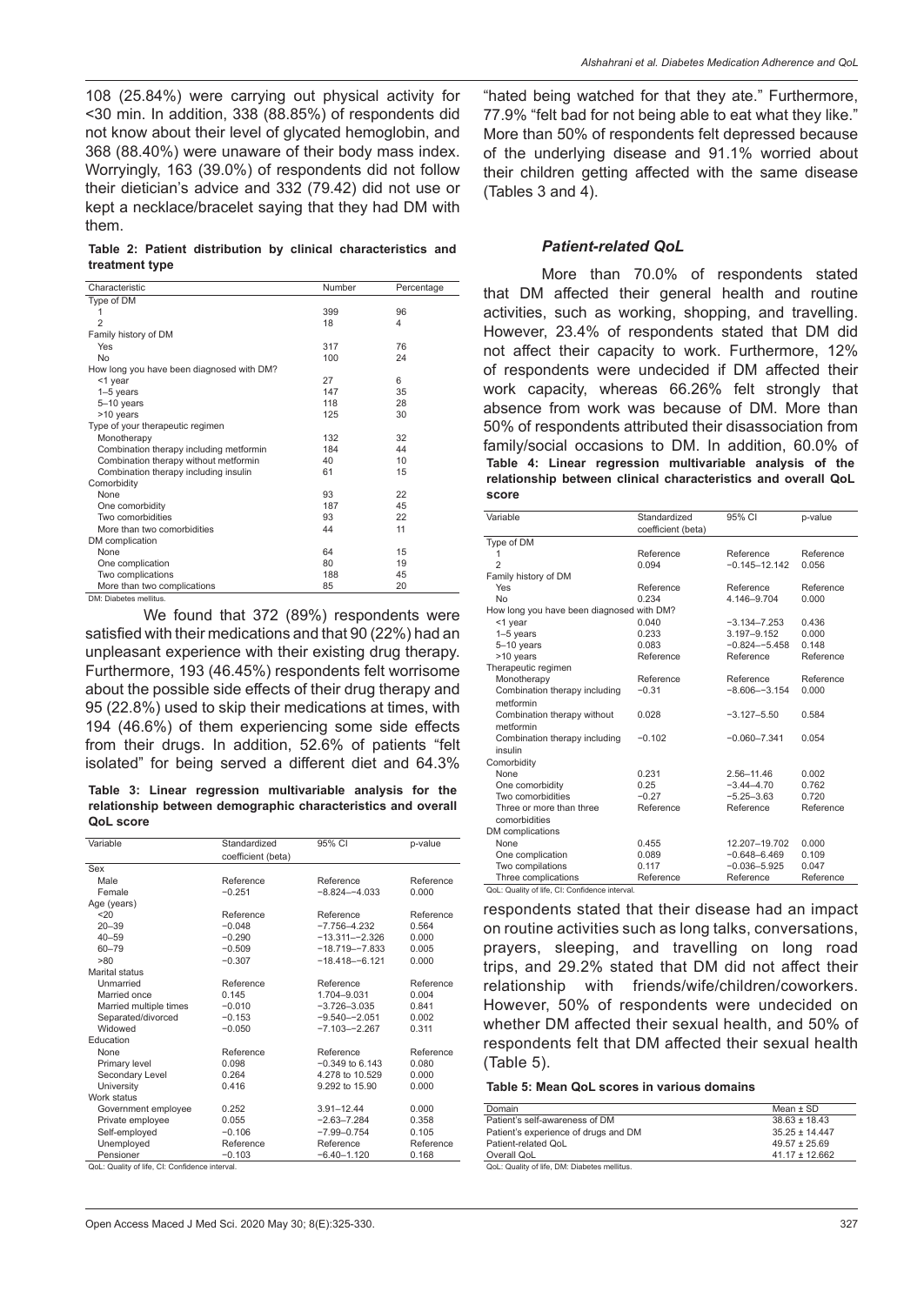108 (25.84%) were carrying out physical activity for <30 min. In addition, 338 (88.85%) of respondents did not know about their level of glycated hemoglobin, and 368 (88.40%) were unaware of their body mass index. Worryingly, 163 (39.0%) of respondents did not follow their dietician's advice and 332 (79.42) did not use or kept a necklace/bracelet saying that they had DM with them.

**Table 2: Patient distribution by clinical characteristics and treatment type**

| Characteristic | Number | Percentage |
|---|---|---|
| Type of DM | | |
| 1 | 399 | 96 |
| 2 | 18 | 4 |
| Family history of DM | | |
| Yes | 317 | 76 |
| No | 100 | 24 |
| How long you have been diagnosed with DM? | | |
| <1 year | 27 | 6 |
| 1–5 years | 147 | 35 |
| 5–10 years | 118 | 28 |
| >10 years | 125 | 30 |
| Type of your therapeutic regimen | | |
| Monotherapy | 132 | 32 |
| Combination therapy including metformin | 184 | 44 |
| Combination therapy without metformin | 40 | 10 |
| Combination therapy including insulin | 61 | 15 |
| Comorbidity | | |
| None | 93 | 22 |
| One comorbidity | 187 | 45 |
| Two comorbidities | 93 | 22 |
| More than two comorbidities | 44 | 11 |
| DM complication | | |
| None | 64 | 15 |
| One complication | 80 | 19 |
| Two complications | 188 | 45 |
| More than two complications | 85 | 20 |

DM: Diabetes mellitus.

We found that 372 (89%) respondents were satisfied with their medications and that 90 (22%) had an unpleasant experience with their existing drug therapy. Furthermore, 193 (46.45%) respondents felt worrisome about the possible side effects of their drug therapy and 95 (22.8%) used to skip their medications at times, with 194 (46.6%) of them experiencing some side effects from their drugs. In addition, 52.6% of patients "felt isolated" for being served a different diet and 64.3% "hated being watched for that they ate." Furthermore, 77.9% "felt bad for not being able to eat what they like." More than 50% of respondents felt depressed because of the underlying disease and 91.1% worried about their children getting affected with the same disease (Tables 3 and 4).

**Table 3: Linear regression multivariable analysis for the relationship between demographic characteristics and overall QoL score**

| Variable | Standardized coefficient (beta) | 95% CI | p-value |
|---|---|---|---|
| Sex | | | |
| Male | Reference | Reference | Reference |
| Female | −0.251 | −8.824–−4.033 | 0.000 |
| Age (years) | | | |
| <20 | Reference | Reference | Reference |
| 20–39 | −0.048 | −7.756–4.232 | 0.564 |
| 40–59 | −0.290 | −13.311–−2.326 | 0.000 |
| 60–79 | −0.509 | −18.719–−7.833 | 0.005 |
| >80 | −0.307 | −18.418–−6.121 | 0.000 |
| Marital status | | | |
| Unmarried | Reference | Reference | Reference |
| Married once | 0.145 | 1.704–9.031 | 0.004 |
| Married multiple times | −0.010 | −3.726–3.035 | 0.841 |
| Separated/divorced | −0.153 | −9.540–−2.051 | 0.002 |
| Widowed | −0.050 | −7.103–−2.267 | 0.311 |
| Education | | | |
| None | Reference | Reference | Reference |
| Primary level | 0.098 | −0.349 to 6.143 | 0.080 |
| Secondary Level | 0.264 | 4.278 to 10.529 | 0.000 |
| University | 0.416 | 9.292 to 15.90 | 0.000 |
| Work status | | | |
| Government employee | 0.252 | 3.91–12.44 | 0.000 |
| Private employee | 0.055 | −2.63–7.284 | 0.358 |
| Self-employed | −0.106 | −7.99–0.754 | 0.105 |
| Unemployed | Reference | Reference | Reference |
| Pensioner | −0.103 | −6.40–1.120 | 0.168 |

QoL: Quality of life, CI: Confidence interval.

### *Patient-related QoL*

More than 70.0% of respondents stated that DM affected their general health and routine activities, such as working, shopping, and travelling. However, 23.4% of respondents stated that DM did not affect their capacity to work. Furthermore, 12% of respondents were undecided if DM affected their work capacity, whereas 66.26% felt strongly that absence from work was because of DM. More than 50% of respondents attributed their disassociation from family/social occasions to DM. In addition, 60.0% of respondents stated that their disease had an impact on routine activities such as long talks, conversations, prayers, sleeping, and travelling on long road trips, and 29.2% stated that DM did not affect their relationship with friends/wife/children/coworkers. However, 50% of respondents were undecided on whether DM affected their sexual health, and 50% of respondents felt that DM affected their sexual health (Table 5).

**Table 4: Linear regression multivariable analysis of the relationship between clinical characteristics and overall QoL score**

| Variable | Standardized coefficient (beta) | 95% CI | p-value |
|---|---|---|---|
| Type of DM | | | |
| 1 | Reference | Reference | Reference |
| 2 | 0.094 | −0.145–12.142 | 0.056 |
| Family history of DM | | | |
| Yes | Reference | Reference | Reference |
| No | 0.234 | 4.146–9.704 | 0.000 |
| How long you have been diagnosed with DM? | | | |
| <1 year | 0.040 | −3.134–7.253 | 0.436 |
| 1–5 years | 0.233 | 3.197–9.152 | 0.000 |
| 5–10 years | 0.083 | −0.824–−5.458 | 0.148 |
| >10 years | Reference | Reference | Reference |
| Therapeutic regimen | | | |
| Monotherapy | Reference | Reference | Reference |
| Combination therapy including metformin | −0.31 | −8.606–−3.154 | 0.000 |
| Combination therapy without metformin | 0.028 | −3.127–5.50 | 0.584 |
| Combination therapy including insulin | −0.102 | −0.060–7.341 | 0.054 |
| Comorbidity | | | |
| None | 0.231 | 2.56–11.46 | 0.002 |
| One comorbidity | 0.25 | −3.44–4.70 | 0.762 |
| Two comorbidities | −0.27 | −5.25–3.63 | 0.720 |
| Three or more than three comorbidities | Reference | Reference | Reference |
| DM complications | | | |
| None | 0.455 | 12.207–19.702 | 0.000 |
| One complication | 0.089 | −0.648–6.469 | 0.109 |
| Two compilations | 0.117 | −0.036–5.925 | 0.047 |
| Three complications | Reference | Reference | Reference |

QoL: Quality of life, CI: Confidence interval.

**Table 5: Mean QoL scores in various domains**

| Domain | Mean ± SD |
|---|---|
| Patient's self-awareness of DM | 38.63 ± 18.43 |
| Patient's experience of drugs and DM | 35.25 ± 14.447 |
| Patient-related QoL | 49.57 ± 25.69 |
| Overall QoL | 41.17 ± 12.662 |

QoL: Quality of life, DM: Diabetes mellitus.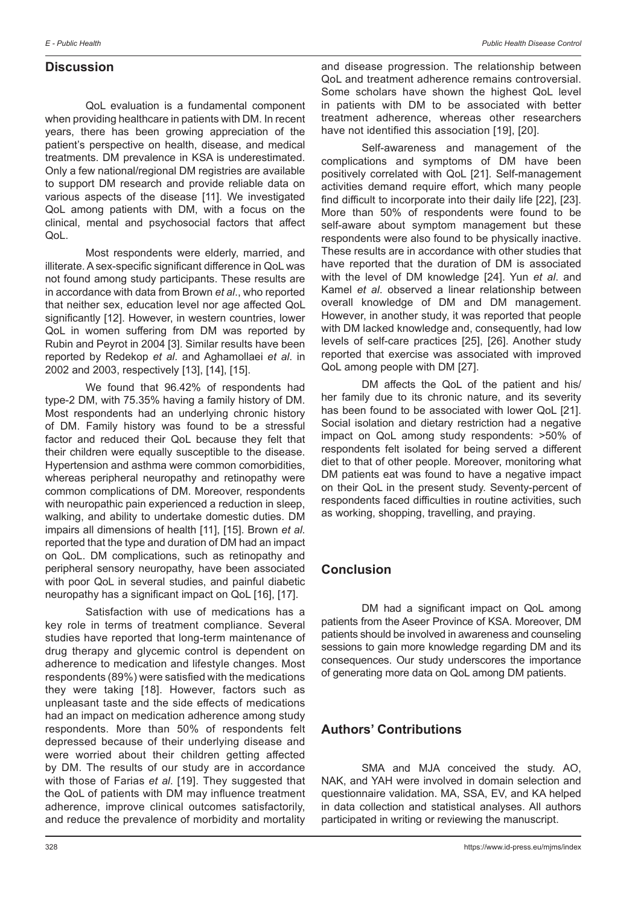## Discussion

QoL evaluation is a fundamental component when providing healthcare in patients with DM. In recent years, there has been growing appreciation of the patient's perspective on health, disease, and medical treatments. DM prevalence in KSA is underestimated. Only a few national/regional DM registries are available to support DM research and provide reliable data on various aspects of the disease [11]. We investigated QoL among patients with DM, with a focus on the clinical, mental and psychosocial factors that affect QoL.

Most respondents were elderly, married, and illiterate. A sex-specific significant difference in QoL was not found among study participants. These results are in accordance with data from Brown *et al*., who reported that neither sex, education level nor age affected QoL significantly [12]. However, in western countries, lower QoL in women suffering from DM was reported by Rubin and Peyrot in 2004 [3]. Similar results have been reported by Redekop *et al*. and Aghamollaei *et al*. in 2002 and 2003, respectively [13], [14], [15].

We found that 96.42% of respondents had type-2 DM, with 75.35% having a family history of DM. Most respondents had an underlying chronic history of DM. Family history was found to be a stressful factor and reduced their QoL because they felt that their children were equally susceptible to the disease. Hypertension and asthma were common comorbidities, whereas peripheral neuropathy and retinopathy were common complications of DM. Moreover, respondents with neuropathic pain experienced a reduction in sleep, walking, and ability to undertake domestic duties. DM impairs all dimensions of health [11], [15]. Brown *et al*. reported that the type and duration of DM had an impact on QoL. DM complications, such as retinopathy and peripheral sensory neuropathy, have been associated with poor QoL in several studies, and painful diabetic neuropathy has a significant impact on QoL [16], [17].

Satisfaction with use of medications has a key role in terms of treatment compliance. Several studies have reported that long-term maintenance of drug therapy and glycemic control is dependent on adherence to medication and lifestyle changes. Most respondents (89%) were satisfied with the medications they were taking [18]. However, factors such as unpleasant taste and the side effects of medications had an impact on medication adherence among study respondents. More than 50% of respondents felt depressed because of their underlying disease and were worried about their children getting affected by DM. The results of our study are in accordance with those of Farias *et al*. [19]. They suggested that the QoL of patients with DM may influence treatment adherence, improve clinical outcomes satisfactorily, and reduce the prevalence of morbidity and mortality and disease progression. The relationship between QoL and treatment adherence remains controversial. Some scholars have shown the highest QoL level in patients with DM to be associated with better treatment adherence, whereas other researchers have not identified this association [19], [20].

Self-awareness and management of the complications and symptoms of DM have been positively correlated with QoL [21]. Self-management activities demand require effort, which many people find difficult to incorporate into their daily life [22], [23]. More than 50% of respondents were found to be self-aware about symptom management but these respondents were also found to be physically inactive. These results are in accordance with other studies that have reported that the duration of DM is associated with the level of DM knowledge [24]. Yun *et al*. and Kamel *et al*. observed a linear relationship between overall knowledge of DM and DM management. However, in another study, it was reported that people with DM lacked knowledge and, consequently, had low levels of self-care practices [25], [26]. Another study reported that exercise was associated with improved QoL among people with DM [27].

DM affects the QoL of the patient and his/her family due to its chronic nature, and its severity has been found to be associated with lower QoL [21]. Social isolation and dietary restriction had a negative impact on QoL among study respondents: >50% of respondents felt isolated for being served a different diet to that of other people. Moreover, monitoring what DM patients eat was found to have a negative impact on their QoL in the present study. Seventy-percent of respondents faced difficulties in routine activities, such as working, shopping, travelling, and praying.

## Conclusion

DM had a significant impact on QoL among patients from the Aseer Province of KSA. Moreover, DM patients should be involved in awareness and counseling sessions to gain more knowledge regarding DM and its consequences. Our study underscores the importance of generating more data on QoL among DM patients.

## Authors' Contributions

SMA and MJA conceived the study. AO, NAK, and YAH were involved in domain selection and questionnaire validation. MA, SSA, EV, and KA helped in data collection and statistical analyses. All authors participated in writing or reviewing the manuscript.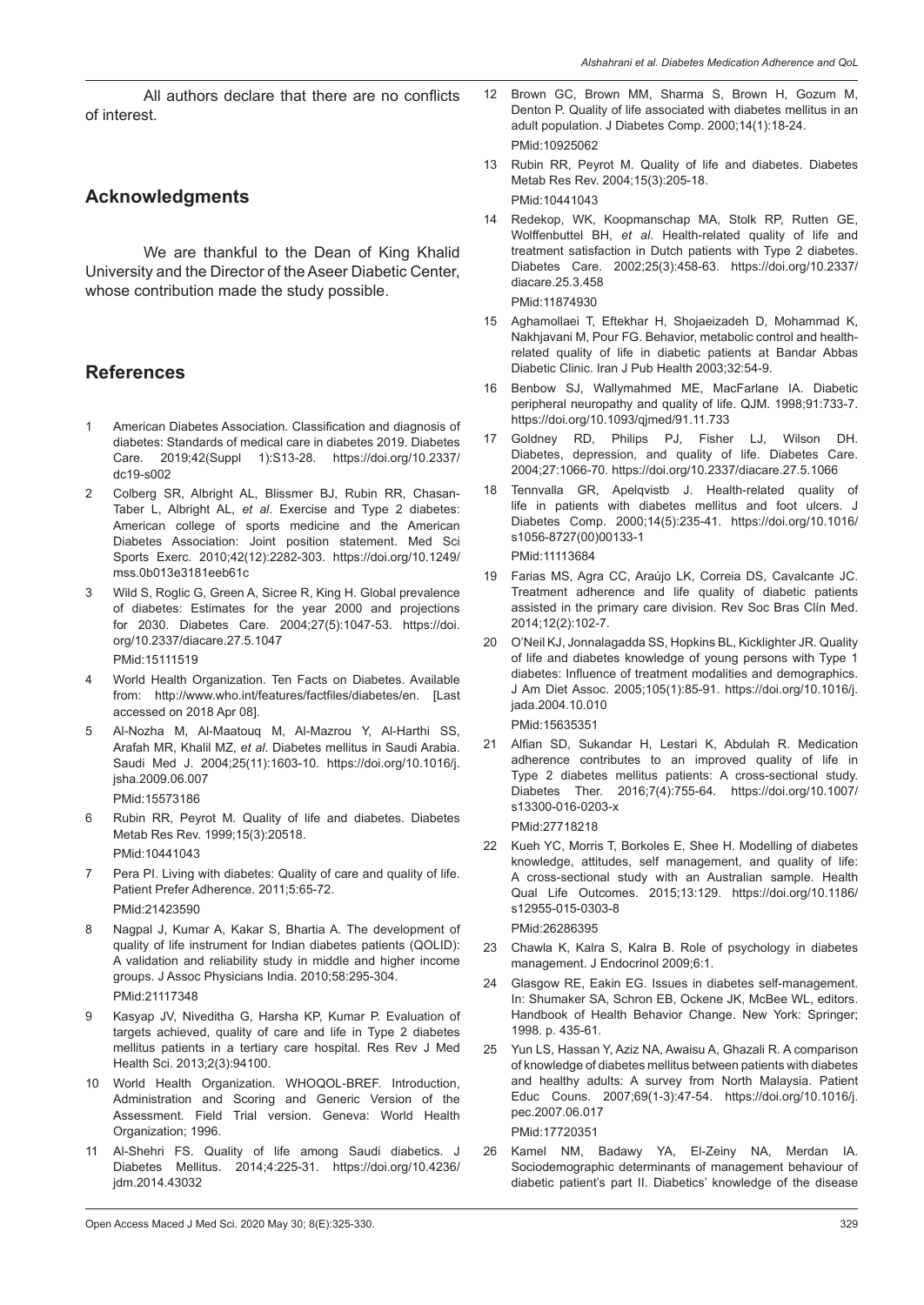All authors declare that there are no conflicts of interest.

## Acknowledgments

We are thankful to the Dean of King Khalid University and the Director of the Aseer Diabetic Center, whose contribution made the study possible.

## References

1. American Diabetes Association. Classification and diagnosis of diabetes: Standards of medical care in diabetes 2019. Diabetes Care. 2019;42(Suppl 1):S13-28. https://doi.org/10.2337/dc19-s002
2. Colberg SR, Albright AL, Blissmer BJ, Rubin RR, Chasan-Taber L, Albright AL, *et al*. Exercise and Type 2 diabetes: American college of sports medicine and the American Diabetes Association: Joint position statement. Med Sci Sports Exerc. 2010;42(12):2282-303. https://doi.org/10.1249/mss.0b013e3181eeb61c
3. Wild S, Roglic G, Green A, Sicree R, King H. Global prevalence of diabetes: Estimates for the year 2000 and projections for 2030. Diabetes Care. 2004;27(5):1047-53. https://doi.org/10.2337/diacare.27.5.1047
   PMid:15111519
4. World Health Organization. Ten Facts on Diabetes. Available from: http://www.who.int/features/factfiles/diabetes/en. [Last accessed on 2018 Apr 08].
5. Al-Nozha M, Al-Maatouq M, Al-Mazrou Y, Al-Harthi SS, Arafah MR, Khalil MZ, *et al*. Diabetes mellitus in Saudi Arabia. Saudi Med J. 2004;25(11):1603-10. https://doi.org/10.1016/j.jsha.2009.06.007
   PMid:15573186
6. Rubin RR, Peyrot M. Quality of life and diabetes. Diabetes Metab Res Rev. 1999;15(3):20518.
   PMid:10441043
7. Pera PI. Living with diabetes: Quality of care and quality of life. Patient Prefer Adherence. 2011;5:65-72.
   PMid:21423590
8. Nagpal J, Kumar A, Kakar S, Bhartia A. The development of quality of life instrument for Indian diabetes patients (QOLID): A validation and reliability study in middle and higher income groups. J Assoc Physicians India. 2010;58:295-304.
   PMid:21117348
9. Kasyap JV, Niveditha G, Harsha KP, Kumar P. Evaluation of targets achieved, quality of care and life in Type 2 diabetes mellitus patients in a tertiary care hospital. Res Rev J Med Health Sci. 2013;2(3):94100.
10. World Health Organization. WHOQOL-BREF. Introduction, Administration and Scoring and Generic Version of the Assessment. Field Trial version. Geneva: World Health Organization; 1996.
11. Al-Shehri FS. Quality of life among Saudi diabetics. J Diabetes Mellitus. 2014;4:225-31. https://doi.org/10.4236/jdm.2014.43032
12. Brown GC, Brown MM, Sharma S, Brown H, Gozum M, Denton P. Quality of life associated with diabetes mellitus in an adult population. J Diabetes Comp. 2000;14(1):18-24.
   PMid:10925062
13. Rubin RR, Peyrot M. Quality of life and diabetes. Diabetes Metab Res Rev. 2004;15(3):205-18.
   PMid:10441043
14. Redekop, WK, Koopmanschap MA, Stolk RP, Rutten GE, Wolffenbuttel BH, *et al*. Health-related quality of life and treatment satisfaction in Dutch patients with Type 2 diabetes. Diabetes Care. 2002;25(3):458-63. https://doi.org/10.2337/diacare.25.3.458
   PMid:11874930
15. Aghamollaei T, Eftekhar H, Shojaeizadeh D, Mohammad K, Nakhjavani M, Pour FG. Behavior, metabolic control and health-related quality of life in diabetic patients at Bandar Abbas Diabetic Clinic. Iran J Pub Health 2003;32:54-9.
16. Benbow SJ, Wallymahmed ME, MacFarlane IA. Diabetic peripheral neuropathy and quality of life. QJM. 1998;91:733-7. https://doi.org/10.1093/qjmed/91.11.733
17. Goldney RD, Philips PJ, Fisher LJ, Wilson DH. Diabetes, depression, and quality of life. Diabetes Care. 2004;27:1066-70. https://doi.org/10.2337/diacare.27.5.1066
18. Tennvalla GR, Apelqvistb J. Health-related quality of life in patients with diabetes mellitus and foot ulcers. J Diabetes Comp. 2000;14(5):235-41. https://doi.org/10.1016/s1056-8727(00)00133-1
   PMid:11113684
19. Farias MS, Agra CC, Araújo LK, Correia DS, Cavalcante JC. Treatment adherence and life quality of diabetic patients assisted in the primary care division. Rev Soc Bras Clín Med. 2014;12(2):102-7.
20. O'Neil KJ, Jonnalagadda SS, Hopkins BL, Kicklighter JR. Quality of life and diabetes knowledge of young persons with Type 1 diabetes: Influence of treatment modalities and demographics. J Am Diet Assoc. 2005;105(1):85-91. https://doi.org/10.1016/j.jada.2004.10.010
   PMid:15635351
21. Alfian SD, Sukandar H, Lestari K, Abdulah R. Medication adherence contributes to an improved quality of life in Type 2 diabetes mellitus patients: A cross-sectional study. Diabetes Ther. 2016;7(4):755-64. https://doi.org/10.1007/s13300-016-0203-x
   PMid:27718218
22. Kueh YC, Morris T, Borkoles E, Shee H. Modelling of diabetes knowledge, attitudes, self management, and quality of life: A cross-sectional study with an Australian sample. Health Qual Life Outcomes. 2015;13:129. https://doi.org/10.1186/s12955-015-0303-8
   PMid:26286395
23. Chawla K, Kalra S, Kalra B. Role of psychology in diabetes management. J Endocrinol 2009;6:1.
24. Glasgow RE, Eakin EG. Issues in diabetes self-management. In: Shumaker SA, Schron EB, Ockene JK, McBee WL, editors. Handbook of Health Behavior Change. New York: Springer; 1998. p. 435-61.
25. Yun LS, Hassan Y, Aziz NA, Awaisu A, Ghazali R. A comparison of knowledge of diabetes mellitus between patients with diabetes and healthy adults: A survey from North Malaysia. Patient Educ Couns. 2007;69(1-3):47-54. https://doi.org/10.1016/j.pec.2007.06.017
   PMid:17720351
26. Kamel NM, Badawy YA, El-Zeiny NA, Merdan IA. Sociodemographic determinants of management behaviour of diabetic patient's part II. Diabetics' knowledge of the disease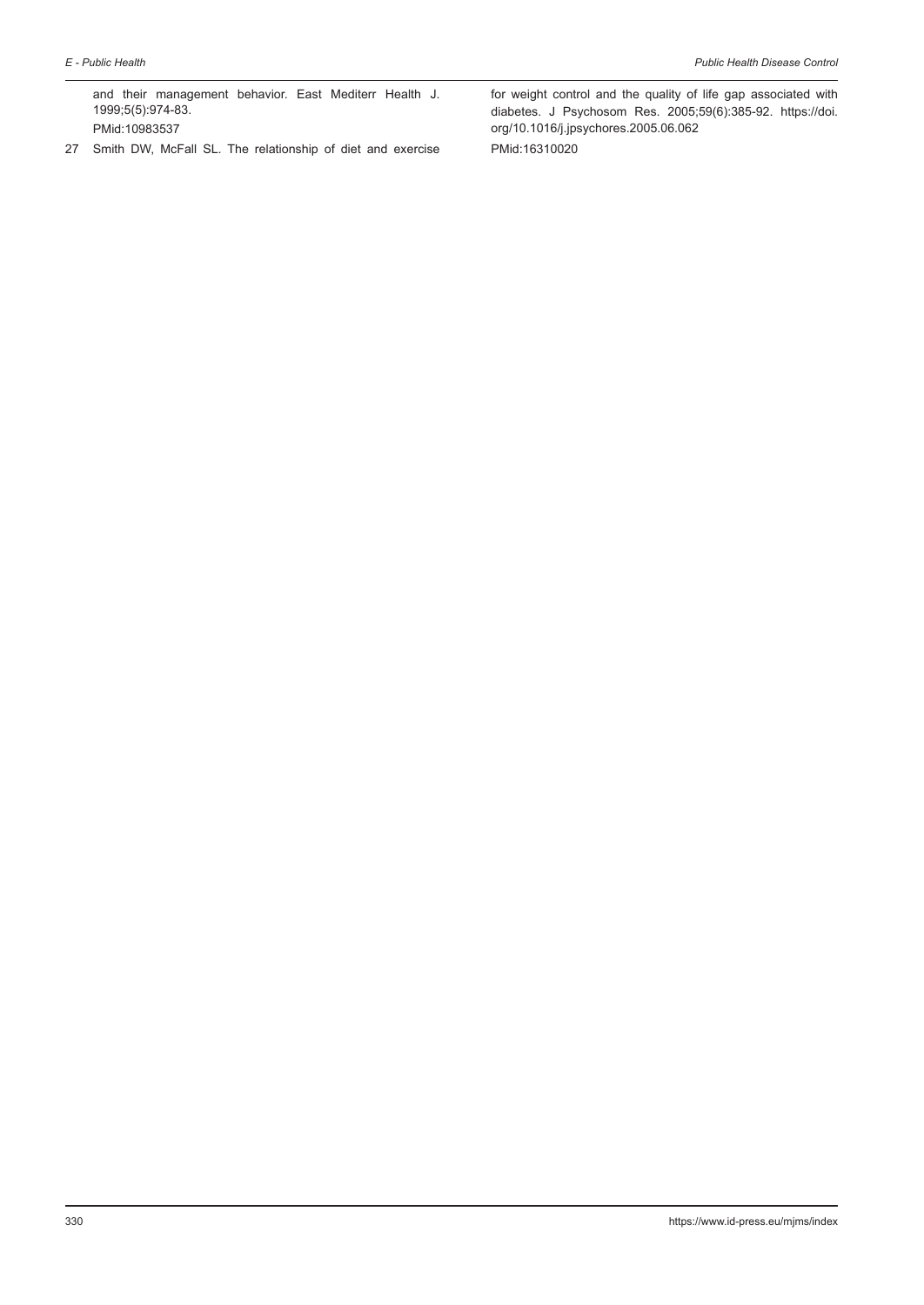and their management behavior. East Mediterr Health J. 1999;5(5):974-83.  
PMid:10983537

27. Smith DW, McFall SL. The relationship of diet and exercise for weight control and the quality of life gap associated with diabetes. J Psychosom Res. 2005;59(6):385-92. https://doi.org/10.1016/j.jpsychores.2005.06.062  
PMid:16310020